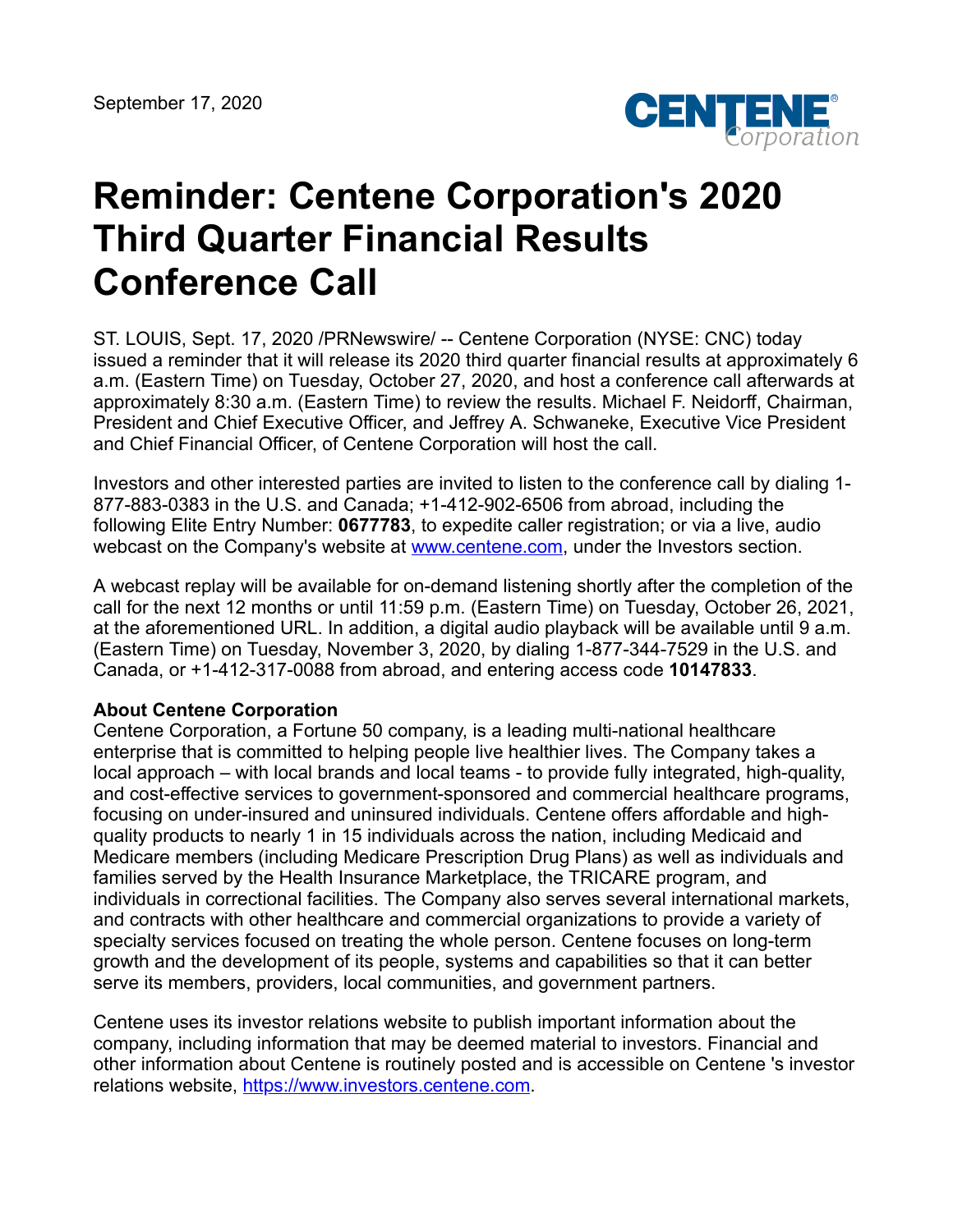September 17, 2020

# Reminder: Centene Corporation's 2020 Third Quarter Financial Results Conference Call

ST. LOUIS, Sept. 17, 2020 /PRNewswire/ -- Centene Corporation (NYSE: CNC) today issued a reminder that it will release its 2020 third quarter financial results at approximately 6 a.m. (Eastern Time) on Tuesday, October 27, 2020, and host a conference call afterwards at approximately 8:30 a.m. (Eastern Time) to review the results. Michael F. Neidorff, Chairman, President and Chief Executive Officer, and Jeffrey A. Schwaneke, Executive Vice President and Chief Financial Officer, of Centene Corporation will host the call.

Investors and other interested parties are invited to listen to the conference call by dialing 1-877-883-0383 in the U.S. and Canada; +1-412-902-6506 from abroad, including the following Elite Entry Number: **0677783**, to expedite caller registration; or via a live, audio webcast on the Company's website at www.centene.com, under the Investors section.

A webcast replay will be available for on-demand listening shortly after the completion of the call for the next 12 months or until 11:59 p.m. (Eastern Time) on Tuesday, October 26, 2021, at the aforementioned URL. In addition, a digital audio playback will be available until 9 a.m. (Eastern Time) on Tuesday, November 3, 2020, by dialing 1-877-344-7529 in the U.S. and Canada, or +1-412-317-0088 from abroad, and entering access code **10147833**.

**About Centene Corporation**

Centene Corporation, a Fortune 50 company, is a leading multi-national healthcare enterprise that is committed to helping people live healthier lives. The Company takes a local approach – with local brands and local teams - to provide fully integrated, high-quality, and cost-effective services to government-sponsored and commercial healthcare programs, focusing on under-insured and uninsured individuals. Centene offers affordable and high-quality products to nearly 1 in 15 individuals across the nation, including Medicaid and Medicare members (including Medicare Prescription Drug Plans) as well as individuals and families served by the Health Insurance Marketplace, the TRICARE program, and individuals in correctional facilities. The Company also serves several international markets, and contracts with other healthcare and commercial organizations to provide a variety of specialty services focused on treating the whole person. Centene focuses on long-term growth and the development of its people, systems and capabilities so that it can better serve its members, providers, local communities, and government partners.

Centene uses its investor relations website to publish important information about the company, including information that may be deemed material to investors. Financial and other information about Centene is routinely posted and is accessible on Centene 's investor relations website, https://www.investors.centene.com.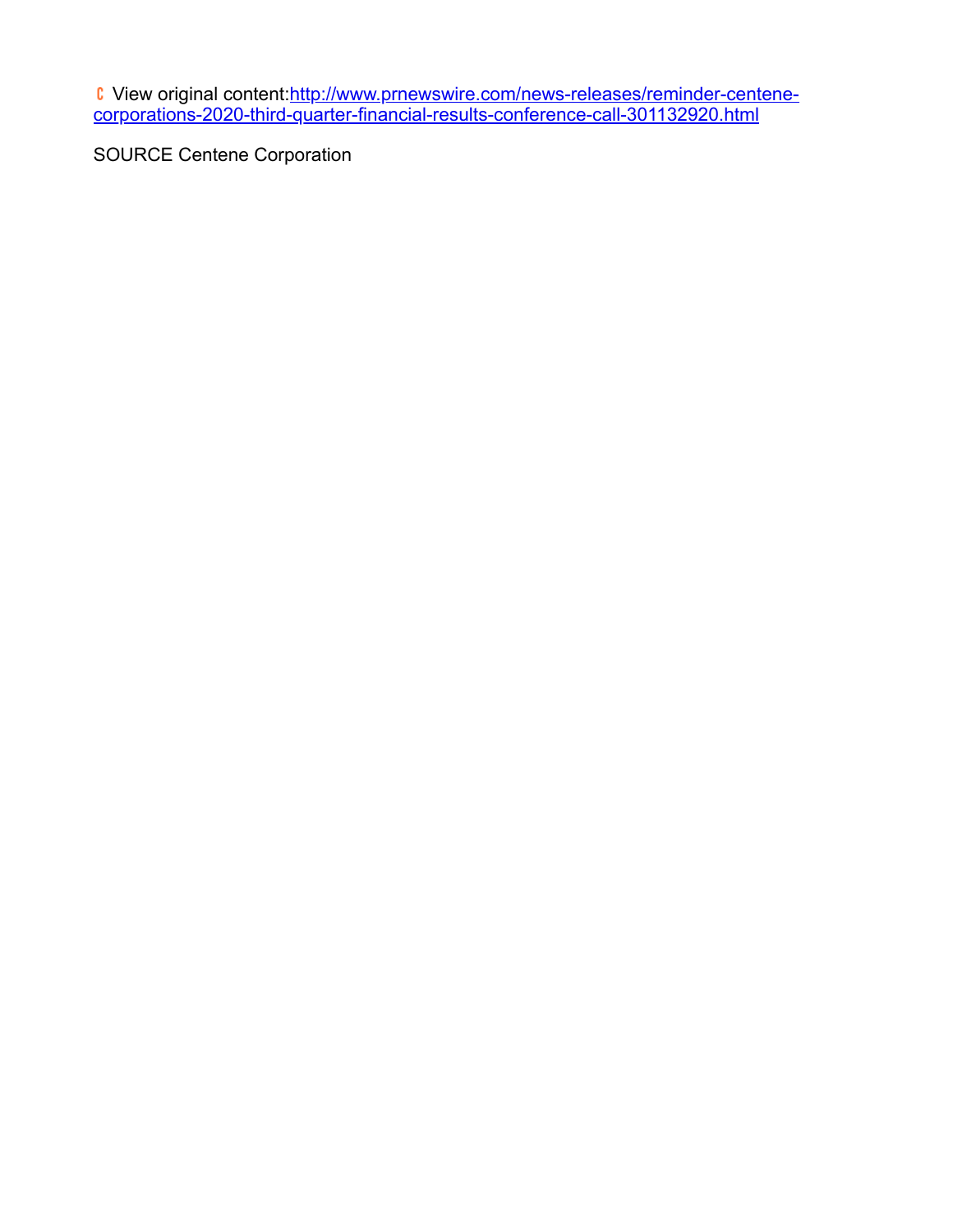View original content:http://www.prnewswire.com/news-releases/reminder-centene-corporations-2020-third-quarter-financial-results-conference-call-301132920.html

SOURCE Centene Corporation